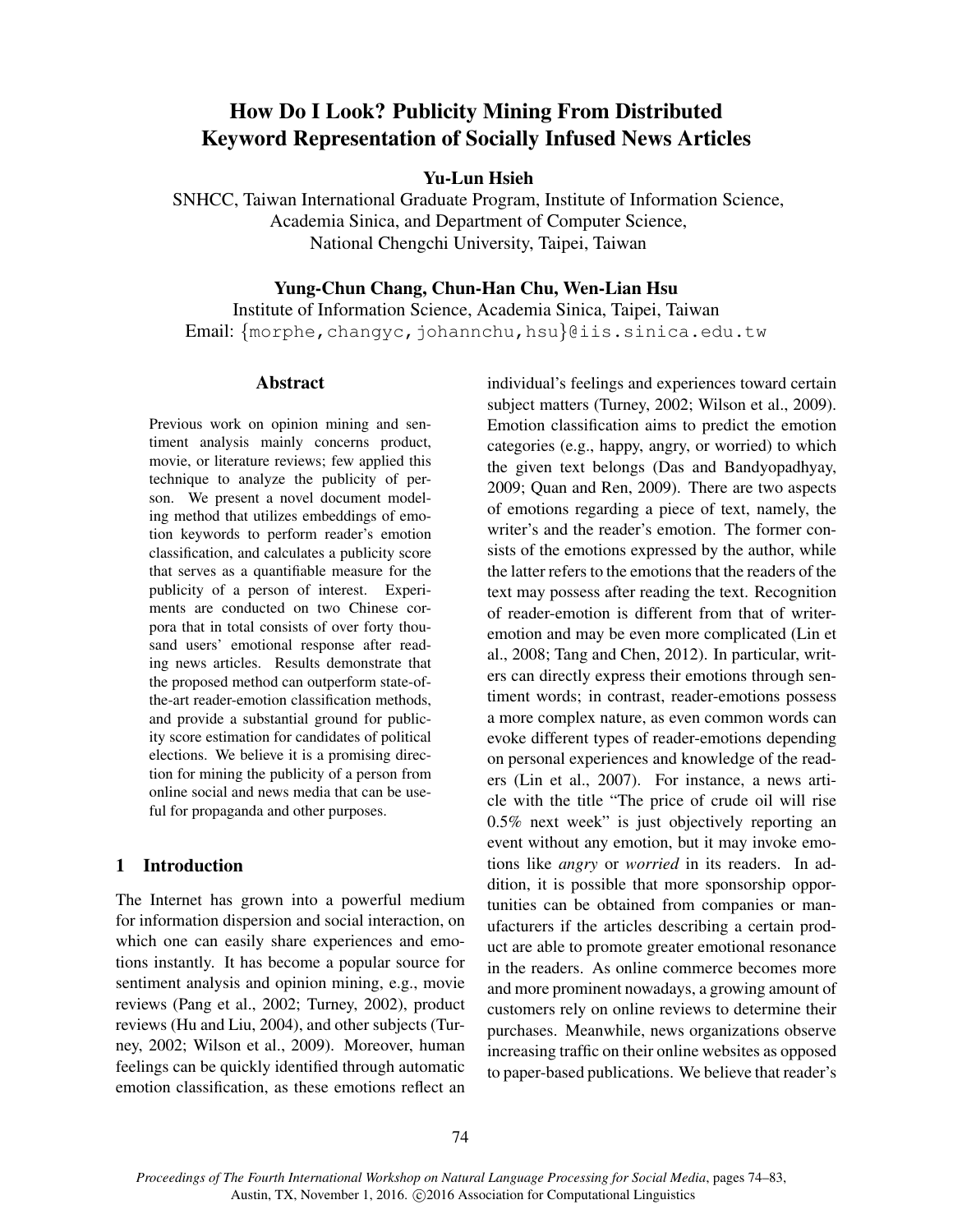# How Do I Look? Publicity Mining From Distributed Keyword Representation of Socially Infused News Articles

**Yu-Lun Hsieh**

SNHCC, Taiwan International Graduate Program, Institute of Information Science, Academia Sinica, and Department of Computer Science, National Chengchi University, Taipei, Taiwan

**Yung-Chun Chang, Chun-Han Chu, Wen-Lian Hsu**

Institute of Information Science, Academia Sinica, Taipei, Taiwan

Email: {morphe,changyc,johannchu,hsu}@iis.sinica.edu.tw

## Abstract

Previous work on opinion mining and sentiment analysis mainly concerns product, movie, or literature reviews; few applied this technique to analyze the publicity of person. We present a novel document modeling method that utilizes embeddings of emotion keywords to perform reader's emotion classification, and calculates a publicity score that serves as a quantifiable measure for the publicity of a person of interest. Experiments are conducted on two Chinese corpora that in total consists of over forty thousand users' emotional response after reading news articles. Results demonstrate that the proposed method can outperform state-of-the-art reader-emotion classification methods, and provide a substantial ground for publicity score estimation for candidates of political elections. We believe it is a promising direction for mining the publicity of a person from online social and news media that can be useful for propaganda and other purposes.

## 1 Introduction

The Internet has grown into a powerful medium for information dispersion and social interaction, on which one can easily share experiences and emotions instantly. It has become a popular source for sentiment analysis and opinion mining, e.g., movie reviews (Pang et al., 2002; Turney, 2002), product reviews (Hu and Liu, 2004), and other subjects (Turney, 2002; Wilson et al., 2009). Moreover, human feelings can be quickly identified through automatic emotion classification, as these emotions reflect an individual's feelings and experiences toward certain subject matters (Turney, 2002; Wilson et al., 2009). Emotion classification aims to predict the emotion categories (e.g., happy, angry, or worried) to which the given text belongs (Das and Bandyopadhyay, 2009; Quan and Ren, 2009). There are two aspects of emotions regarding a piece of text, namely, the writer's and the reader's emotion. The former consists of the emotions expressed by the author, while the latter refers to the emotions that the readers of the text may possess after reading the text. Recognition of reader-emotion is different from that of writer-emotion and may be even more complicated (Lin et al., 2008; Tang and Chen, 2012). In particular, writers can directly express their emotions through sentiment words; in contrast, reader-emotions possess a more complex nature, as even common words can evoke different types of reader-emotions depending on personal experiences and knowledge of the readers (Lin et al., 2007). For instance, a news article with the title "The price of crude oil will rise 0.5% next week" is just objectively reporting an event without any emotion, but it may invoke emotions like *angry* or *worried* in its readers. In addition, it is possible that more sponsorship opportunities can be obtained from companies or manufacturers if the articles describing a certain product are able to promote greater emotional resonance in the readers. As online commerce becomes more and more prominent nowadays, a growing amount of customers rely on online reviews to determine their purchases. Meanwhile, news organizations observe increasing traffic on their online websites as opposed to paper-based publications. We believe that reader's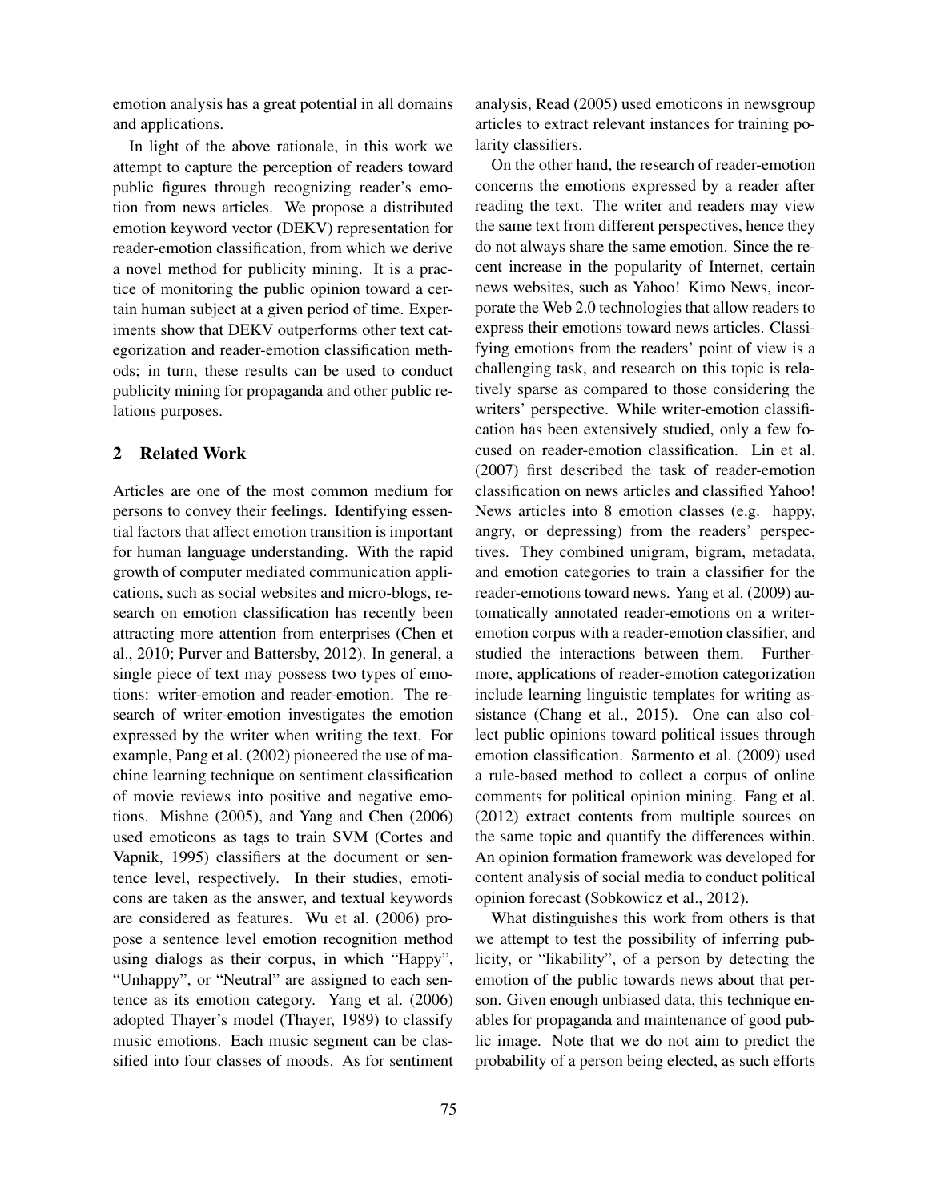emotion analysis has a great potential in all domains and applications.

In light of the above rationale, in this work we attempt to capture the perception of readers toward public figures through recognizing reader's emotion from news articles. We propose a distributed emotion keyword vector (DEKV) representation for reader-emotion classification, from which we derive a novel method for publicity mining. It is a practice of monitoring the public opinion toward a certain human subject at a given period of time. Experiments show that DEKV outperforms other text categorization and reader-emotion classification methods; in turn, these results can be used to conduct publicity mining for propaganda and other public relations purposes.

## 2 Related Work

Articles are one of the most common medium for persons to convey their feelings. Identifying essential factors that affect emotion transition is important for human language understanding. With the rapid growth of computer mediated communication applications, such as social websites and micro-blogs, research on emotion classification has recently been attracting more attention from enterprises (Chen et al., 2010; Purver and Battersby, 2012). In general, a single piece of text may possess two types of emotions: writer-emotion and reader-emotion. The research of writer-emotion investigates the emotion expressed by the writer when writing the text. For example, Pang et al. (2002) pioneered the use of machine learning technique on sentiment classification of movie reviews into positive and negative emotions. Mishne (2005), and Yang and Chen (2006) used emoticons as tags to train SVM (Cortes and Vapnik, 1995) classifiers at the document or sentence level, respectively. In their studies, emoticons are taken as the answer, and textual keywords are considered as features. Wu et al. (2006) propose a sentence level emotion recognition method using dialogs as their corpus, in which "Happy", "Unhappy", or "Neutral" are assigned to each sentence as its emotion category. Yang et al. (2006) adopted Thayer's model (Thayer, 1989) to classify music emotions. Each music segment can be classified into four classes of moods. As for sentiment analysis, Read (2005) used emoticons in newsgroup articles to extract relevant instances for training polarity classifiers.

On the other hand, the research of reader-emotion concerns the emotions expressed by a reader after reading the text. The writer and readers may view the same text from different perspectives, hence they do not always share the same emotion. Since the recent increase in the popularity of Internet, certain news websites, such as Yahoo! Kimo News, incorporate the Web 2.0 technologies that allow readers to express their emotions toward news articles. Classifying emotions from the readers' point of view is a challenging task, and research on this topic is relatively sparse as compared to those considering the writers' perspective. While writer-emotion classification has been extensively studied, only a few focused on reader-emotion classification. Lin et al. (2007) first described the task of reader-emotion classification on news articles and classified Yahoo! News articles into 8 emotion classes (e.g. happy, angry, or depressing) from the readers' perspectives. They combined unigram, bigram, metadata, and emotion categories to train a classifier for the reader-emotions toward news. Yang et al. (2009) automatically annotated reader-emotions on a writer-emotion corpus with a reader-emotion classifier, and studied the interactions between them. Furthermore, applications of reader-emotion categorization include learning linguistic templates for writing assistance (Chang et al., 2015). One can also collect public opinions toward political issues through emotion classification. Sarmento et al. (2009) used a rule-based method to collect a corpus of online comments for political opinion mining. Fang et al. (2012) extract contents from multiple sources on the same topic and quantify the differences within. An opinion formation framework was developed for content analysis of social media to conduct political opinion forecast (Sobkowicz et al., 2012).

What distinguishes this work from others is that we attempt to test the possibility of inferring publicity, or "likability", of a person by detecting the emotion of the public towards news about that person. Given enough unbiased data, this technique enables for propaganda and maintenance of good public image. Note that we do not aim to predict the probability of a person being elected, as such efforts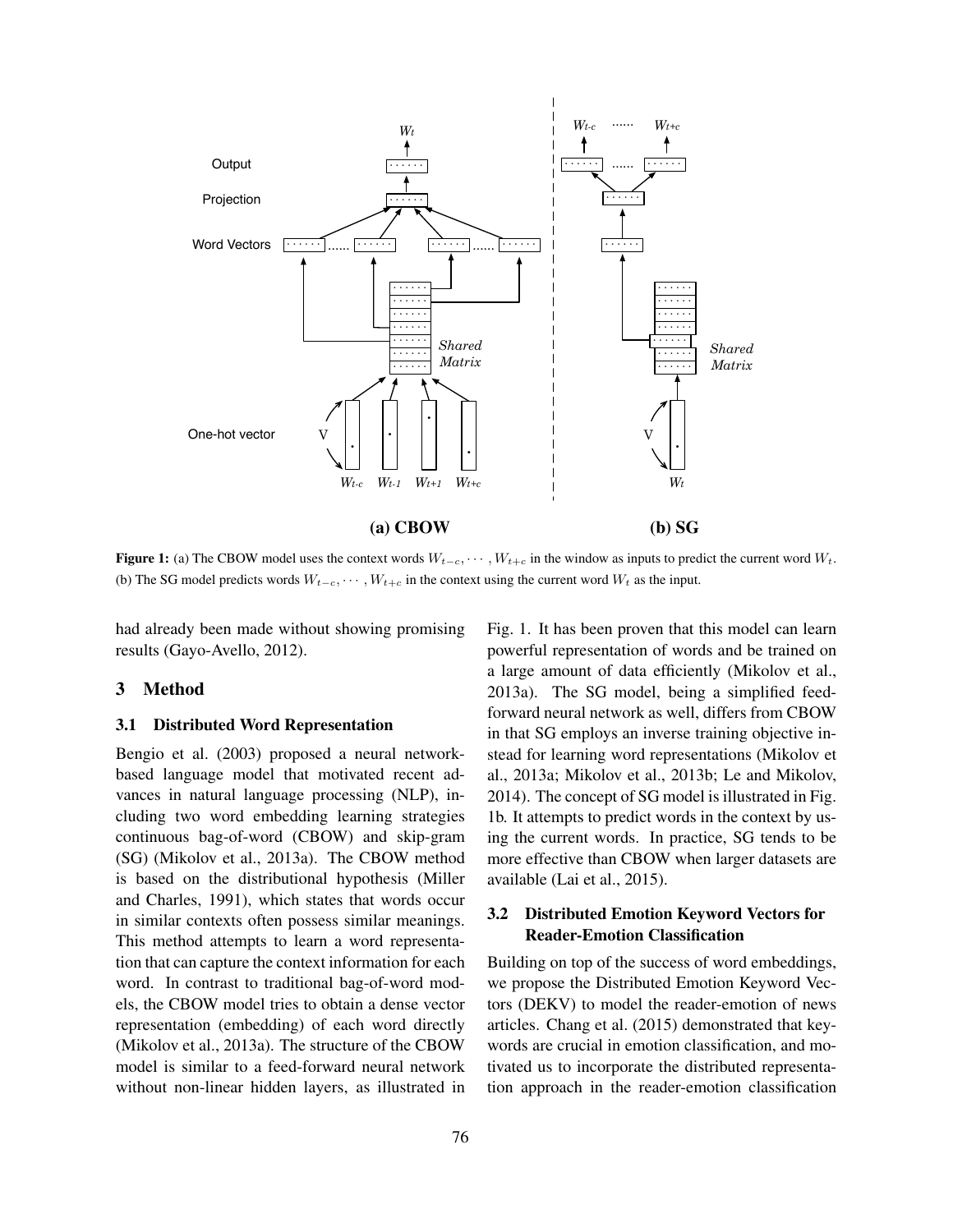Output

Projection

Word Vectors

One-hot vector

V

$W_t$

$W_{t-c}$ $W_{t-1}$ $W_{t+1}$ $W_{t+c}$

*Shared Matrix*

$W_{t-c}$ ...... $W_{t+c}$

**(a) CBOW**

**(b) SG**

**Figure 1:** (a) The CBOW model uses the context words $W_{t-c}, \cdots, W_{t+c}$ in the window as inputs to predict the current word $W_t$. (b) The SG model predicts words $W_{t-c}, \cdots, W_{t+c}$ in the context using the current word $W_t$ as the input.

had already been made without showing promising results (Gayo-Avello, 2012).

## 3 Method

### 3.1 Distributed Word Representation

Bengio et al. (2003) proposed a neural network-based language model that motivated recent advances in natural language processing (NLP), including two word embedding learning strategies continuous bag-of-word (CBOW) and skip-gram (SG) (Mikolov et al., 2013a). The CBOW method is based on the distributional hypothesis (Miller and Charles, 1991), which states that words occur in similar contexts often possess similar meanings. This method attempts to learn a word representation that can capture the context information for each word. In contrast to traditional bag-of-word models, the CBOW model tries to obtain a dense vector representation (embedding) of each word directly (Mikolov et al., 2013a). The structure of the CBOW model is similar to a feed-forward neural network without non-linear hidden layers, as illustrated in Fig. 1. It has been proven that this model can learn powerful representation of words and be trained on a large amount of data efficiently (Mikolov et al., 2013a). The SG model, being a simplified feed-forward neural network as well, differs from CBOW in that SG employs an inverse training objective instead for learning word representations (Mikolov et al., 2013a; Mikolov et al., 2013b; Le and Mikolov, 2014). The concept of SG model is illustrated in Fig. 1b. It attempts to predict words in the context by using the current words. In practice, SG tends to be more effective than CBOW when larger datasets are available (Lai et al., 2015).

### 3.2 Distributed Emotion Keyword Vectors for Reader-Emotion Classification

Building on top of the success of word embeddings, we propose the Distributed Emotion Keyword Vectors (DEKV) to model the reader-emotion of news articles. Chang et al. (2015) demonstrated that keywords are crucial in emotion classification, and motivated us to incorporate the distributed representation approach in the reader-emotion classification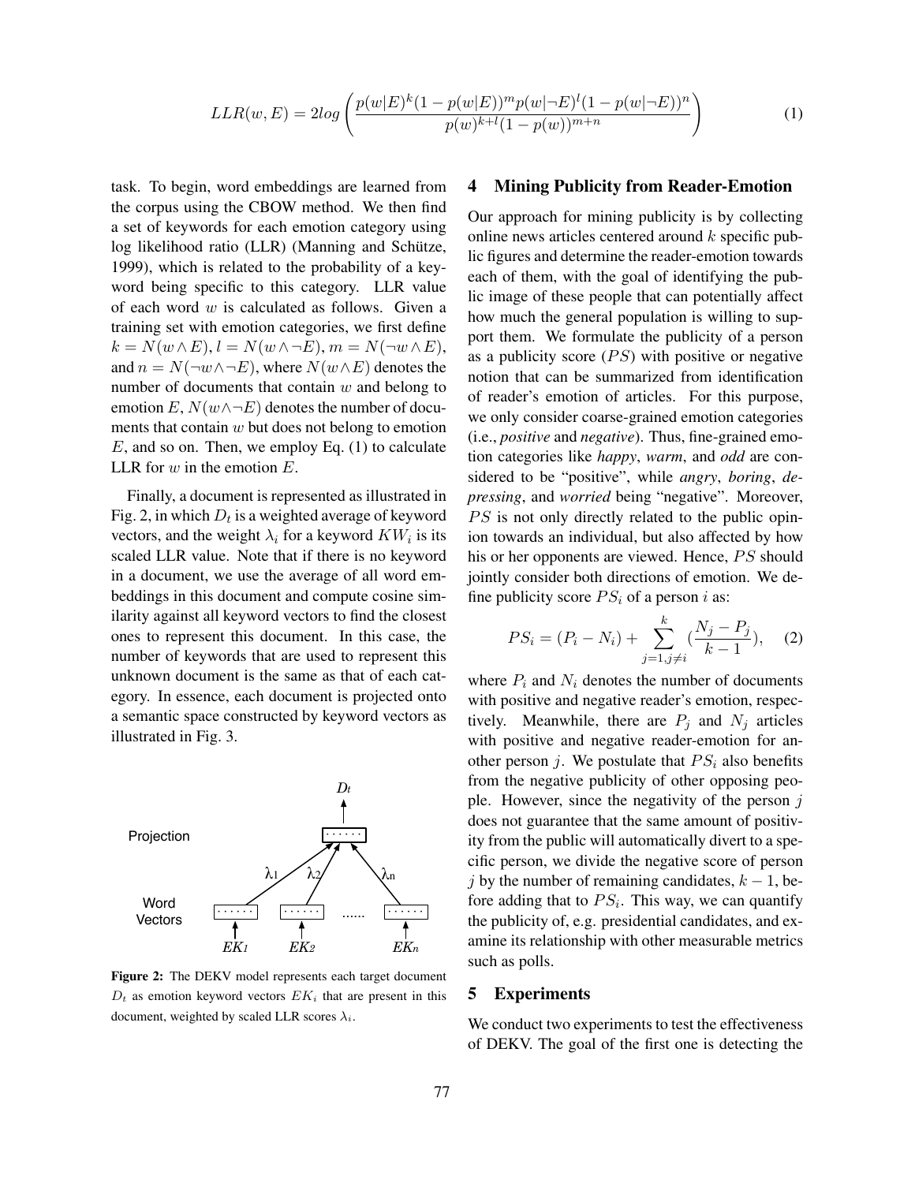$$LLR(w, E) = 2log\left(\frac{p(w|E)^k(1-p(w|E))^m p(w|\neg E)^l(1-p(w|\neg E))^n}{p(w)^{k+l}(1-p(w))^{m+n}}\right) \quad (1)$$

task. To begin, word embeddings are learned from the corpus using the CBOW method. We then find a set of keywords for each emotion category using log likelihood ratio (LLR) (Manning and Schütze, 1999), which is related to the probability of a keyword being specific to this category. LLR value of each word $w$ is calculated as follows. Given a training set with emotion categories, we first define $k = N(w \wedge E), l = N(w \wedge \neg E), m = N(\neg w \wedge E)$, and $n = N(\neg w \wedge \neg E)$, where $N(w \wedge E)$ denotes the number of documents that contain $w$ and belong to emotion $E$, $N(w \wedge \neg E)$ denotes the number of documents that contain $w$ but does not belong to emotion $E$, and so on. Then, we employ Eq. (1) to calculate LLR for $w$ in the emotion $E$.

Finally, a document is represented as illustrated in Fig. 2, in which $D_t$ is a weighted average of keyword vectors, and the weight $\lambda_i$ for a keyword $KW_i$ is its scaled LLR value. Note that if there is no keyword in a document, we use the average of all word embeddings in this document and compute cosine similarity against all keyword vectors to find the closest ones to represent this document. In this case, the number of keywords that are used to represent this unknown document is the same as that of each category. In essence, each document is projected onto a semantic space constructed by keyword vectors as illustrated in Fig. 3.

Projection

$D_t$

$\lambda_1$ $\lambda_2$ $\lambda_n$

Word Vectors

$EK_1$ $EK_2$ $EK_n$

**Figure 2:** The DEKV model represents each target document $D_t$ as emotion keyword vectors $EK_i$ that are present in this document, weighted by scaled LLR scores $\lambda_i$.

## 4 Mining Publicity from Reader-Emotion

Our approach for mining publicity is by collecting online news articles centered around $k$ specific public figures and determine the reader-emotion towards each of them, with the goal of identifying the public image of these people that can potentially affect how much the general population is willing to support them. We formulate the publicity of a person as a publicity score ($PS$) with positive or negative notion that can be summarized from identification of reader's emotion of articles. For this purpose, we only consider coarse-grained emotion categories (i.e., *positive* and *negative*). Thus, fine-grained emotion categories like *happy*, *warm*, and *odd* are considered to be "positive", while *angry*, *boring*, *depressing*, and *worried* being "negative". Moreover, $PS$ is not only directly related to the public opinion towards an individual, but also affected by how his or her opponents are viewed. Hence, $PS$ should jointly consider both directions of emotion. We define publicity score $PS_i$ of a person $i$ as:

$$PS_i = (P_i - N_i) + \sum_{j=1, j \neq i}^{k} \left(\frac{N_j - P_j}{k-1}\right), \quad (2)$$

where $P_i$ and $N_i$ denotes the number of documents with positive and negative reader's emotion, respectively. Meanwhile, there are $P_j$ and $N_j$ articles with positive and negative reader-emotion for another person $j$. We postulate that $PS_i$ also benefits from the negative publicity of other opposing people. However, since the negativity of the person $j$ does not guarantee that the same amount of positivity from the public will automatically divert to a specific person, we divide the negative score of person $j$ by the number of remaining candidates, $k - 1$, before adding that to $PS_i$. This way, we can quantify the publicity of, e.g. presidential candidates, and examine its relationship with other measurable metrics such as polls.

## 5 Experiments

We conduct two experiments to test the effectiveness of DEKV. The goal of the first one is detecting the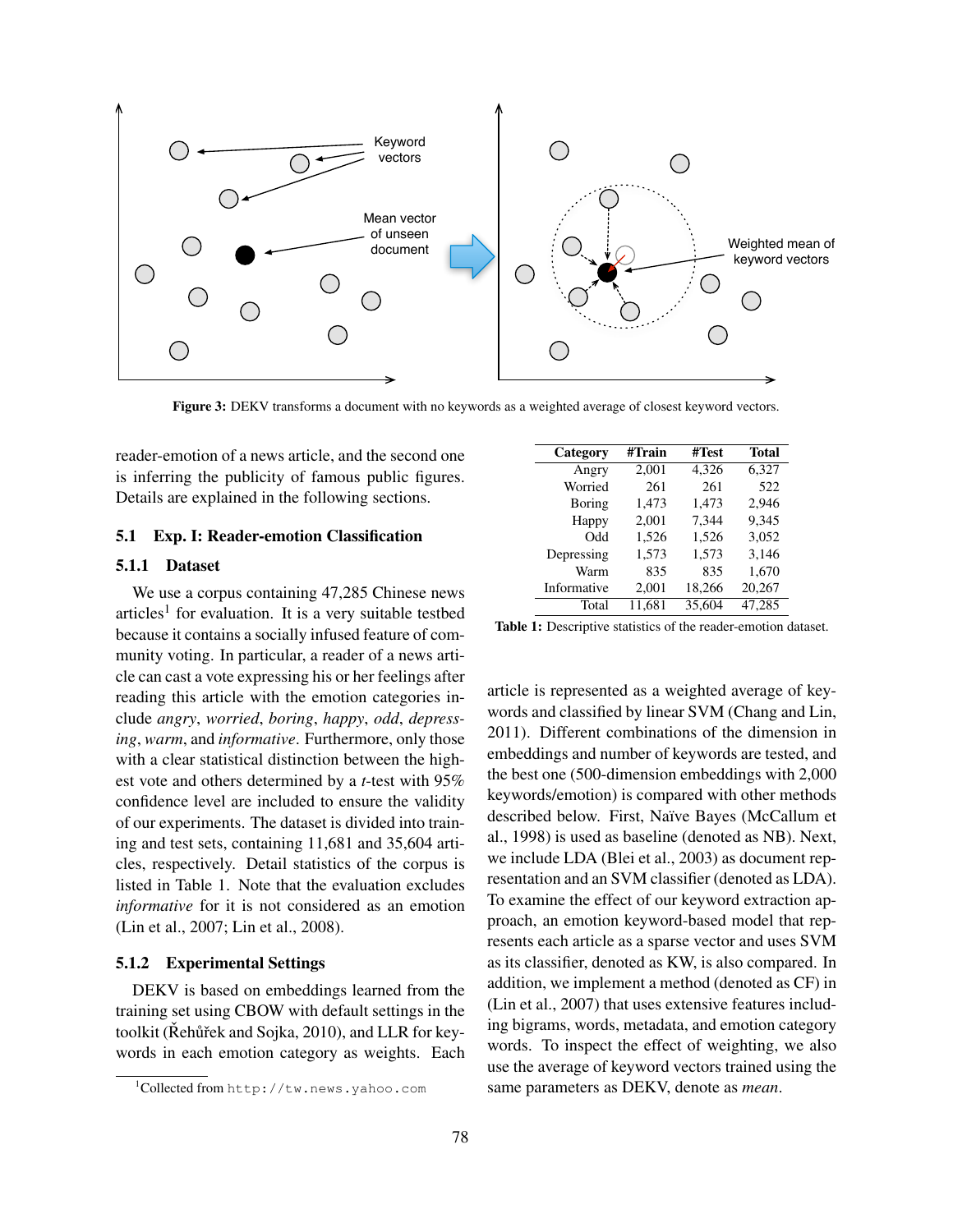Keyword vectors

Mean vector of unseen document

Weighted mean of keyword vectors

**Figure 3:** DEKV transforms a document with no keywords as a weighted average of closest keyword vectors.

reader-emotion of a news article, and the second one is inferring the publicity of famous public figures. Details are explained in the following sections.

## 5.1 Exp. I: Reader-emotion Classification

### 5.1.1 Dataset

We use a corpus containing 47,285 Chinese news articles[1] for evaluation. It is a very suitable testbed because it contains a socially infused feature of community voting. In particular, a reader of a news article can cast a vote expressing his or her feelings after reading this article with the emotion categories include *angry*, *worried*, *boring*, *happy*, *odd*, *depressing*, *warm*, and *informative*. Furthermore, only those with a clear statistical distinction between the highest vote and others determined by a *t*-test with 95% confidence level are included to ensure the validity of our experiments. The dataset is divided into training and test sets, containing 11,681 and 35,604 articles, respectively. Detail statistics of the corpus is listed in Table 1. Note that the evaluation excludes *informative* for it is not considered as an emotion (Lin et al., 2007; Lin et al., 2008).

| Category | #Train | #Test | Total |
|---|---|---|---|
| Angry | 2,001 | 4,326 | 6,327 |
| Worried | 261 | 261 | 522 |
| Boring | 1,473 | 1,473 | 2,946 |
| Happy | 2,001 | 7,344 | 9,345 |
| Odd | 1,526 | 1,526 | 3,052 |
| Depressing | 1,573 | 1,573 | 3,146 |
| Warm | 835 | 835 | 1,670 |
| Informative | 2,001 | 18,266 | 20,267 |
| Total | 11,681 | 35,604 | 47,285 |

**Table 1:** Descriptive statistics of the reader-emotion dataset.

### 5.1.2 Experimental Settings

DEKV is based on embeddings learned from the training set using CBOW with default settings in the toolkit (Řehůřek and Sojka, 2010), and LLR for keywords in each emotion category as weights. Each article is represented as a weighted average of keywords and classified by linear SVM (Chang and Lin, 2011). Different combinations of the dimension in embeddings and number of keywords are tested, and the best one (500-dimension embeddings with 2,000 keywords/emotion) is compared with other methods described below. First, Naïve Bayes (McCallum et al., 1998) is used as baseline (denoted as NB). Next, we include LDA (Blei et al., 2003) as document representation and an SVM classifier (denoted as LDA). To examine the effect of our keyword extraction approach, an emotion keyword-based model that represents each article as a sparse vector and uses SVM as its classifier, denoted as KW, is also compared. In addition, we implement a method (denoted as CF) in (Lin et al., 2007) that uses extensive features including bigrams, words, metadata, and emotion category words. To inspect the effect of weighting, we also use the average of keyword vectors trained using the same parameters as DEKV, denote as *mean*.

[1] Collected from http://tw.news.yahoo.com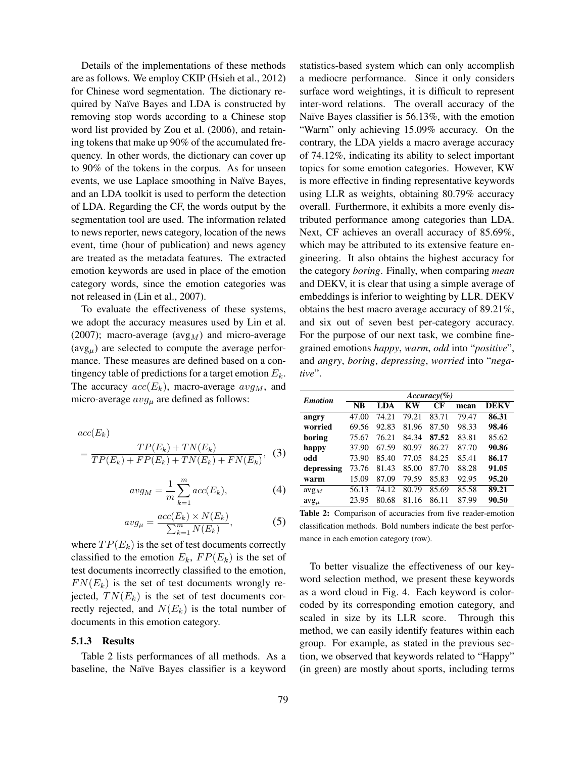Details of the implementations of these methods are as follows. We employ CKIP (Hsieh et al., 2012) for Chinese word segmentation. The dictionary required by Naïve Bayes and LDA is constructed by removing stop words according to a Chinese stop word list provided by Zou et al. (2006), and retaining tokens that make up 90% of the accumulated frequency. In other words, the dictionary can cover up to 90% of the tokens in the corpus. As for unseen events, we use Laplace smoothing in Naïve Bayes, and an LDA toolkit is used to perform the detection of LDA. Regarding the CF, the words output by the segmentation tool are used. The information related to news reporter, news category, location of the news event, time (hour of publication) and news agency are treated as the metadata features. The extracted emotion keywords are used in place of the emotion category words, since the emotion categories was not released in (Lin et al., 2007).

To evaluate the effectiveness of these systems, we adopt the accuracy measures used by Lin et al. (2007); macro-average ($\text{avg}_M$) and micro-average ($\text{avg}_\mu$) are selected to compute the average performance. These measures are defined based on a contingency table of predictions for a target emotion $E_k$. The accuracy $acc(E_k)$, macro-average $avg_M$, and micro-average $avg_\mu$ are defined as follows:

$$acc(E_k) = \frac{TP(E_k) + TN(E_k)}{TP(E_k) + FP(E_k) + TN(E_k) + FN(E_k)}, \quad (3)$$

$$avg_M = \frac{1}{m} \sum_{k=1}^{m} acc(E_k), \quad (4)$$

$$avg_\mu = \frac{acc(E_k) \times N(E_k)}{\sum_{k=1}^{m} N(E_k)}, \quad (5)$$

where $TP(E_k)$ is the set of test documents correctly classified to the emotion $E_k$, $FP(E_k)$ is the set of test documents incorrectly classified to the emotion, $FN(E_k)$ is the set of test documents wrongly rejected, $TN(E_k)$ is the set of test documents correctly rejected, and $N(E_k)$ is the total number of documents in this emotion category.

### 5.1.3 Results

Table 2 lists performances of all methods. As a baseline, the Naïve Bayes classifier is a keyword statistics-based system which can only accomplish a mediocre performance. Since it only considers surface word weightings, it is difficult to represent inter-word relations. The overall accuracy of the Naïve Bayes classifier is 56.13%, with the emotion "Warm" only achieving 15.09% accuracy. On the contrary, the LDA yields a macro average accuracy of 74.12%, indicating its ability to select important topics for some emotion categories. However, KW is more effective in finding representative keywords using LLR as weights, obtaining 80.79% accuracy overall. Furthermore, it exhibits a more evenly distributed performance among categories than LDA. Next, CF achieves an overall accuracy of 85.69%, which may be attributed to its extensive feature engineering. It also obtains the highest accuracy for the category *boring*. Finally, when comparing *mean* and DEKV, it is clear that using a simple average of embeddings is inferior to weighting by LLR. DEKV obtains the best macro average accuracy of 89.21%, and six out of seven best per-category accuracy. For the purpose of our next task, we combine fine-grained emotions *happy*, *warm*, *odd* into "*positive*", and *angry*, *boring*, *depressing*, *worried* into "*negative*".

| ***Emotion*** | ***Accuracy(%)*** | | | | | |
|---|---|---|---|---|---|---|
| | **NB** | **LDA** | **KW** | **CF** | **mean** | **DEKV** |
| **angry** | 47.00 | 74.21 | 79.21 | 83.71 | 79.47 | **86.31** |
| **worried** | 69.56 | 92.83 | 81.96 | 87.50 | 98.33 | **98.46** |
| **boring** | 75.67 | 76.21 | 84.34 | **87.52** | 83.81 | 85.62 |
| **happy** | 37.90 | 67.59 | 80.97 | 86.27 | 87.70 | **90.86** |
| **odd** | 73.90 | 85.40 | 77.05 | 84.25 | 85.41 | **86.17** |
| **depressing** | 73.76 | 81.43 | 85.00 | 87.70 | 88.28 | **91.05** |
| **warm** | 15.09 | 87.09 | 79.59 | 85.83 | 92.95 | **95.20** |
| $\text{avg}_M$ | 56.13 | 74.12 | 80.79 | 85.69 | 85.58 | **89.21** |
| $\text{avg}_\mu$ | 23.95 | 80.68 | 81.16 | 86.11 | 87.99 | **90.50** |

**Table 2:** Comparison of accuracies from five reader-emotion classification methods. Bold numbers indicate the best performance in each emotion category (row).

To better visualize the effectiveness of our keyword selection method, we present these keywords as a word cloud in Fig. 4. Each keyword is color-coded by its corresponding emotion category, and scaled in size by its LLR score. Through this method, we can easily identify features within each group. For example, as stated in the previous section, we observed that keywords related to "Happy" (in green) are mostly about sports, including terms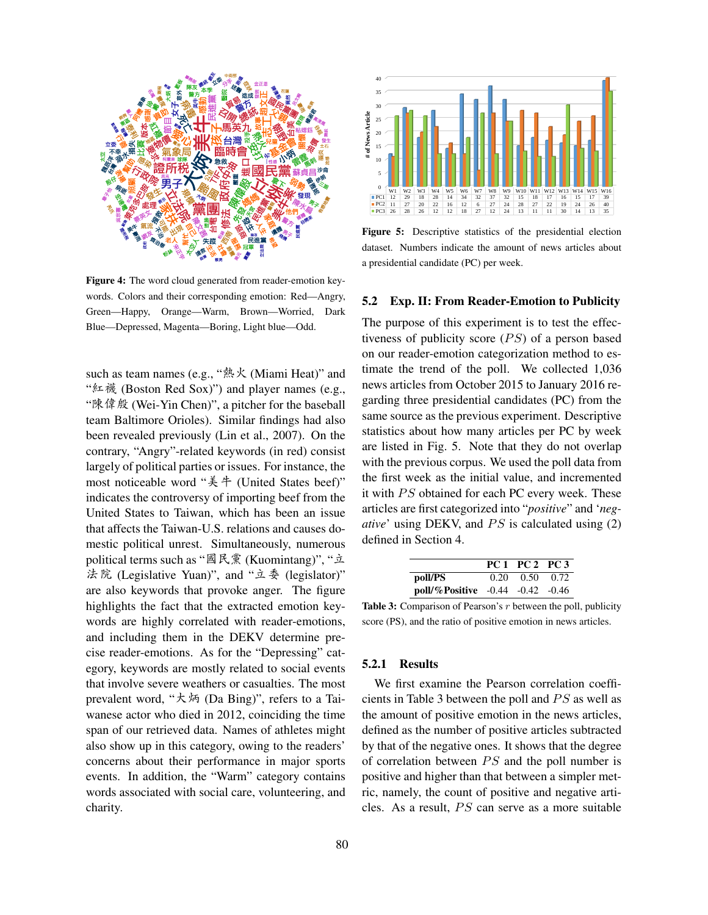**Figure 4:** The word cloud generated from reader-emotion keywords. Colors and their corresponding emotion: Red—Angry, Green—Happy, Orange—Warm, Brown—Worried, Dark Blue—Depressed, Magenta—Boring, Light blue—Odd.

such as team names (e.g., "熱火 (Miami Heat)" and "紅襪 (Boston Red Sox)") and player names (e.g., "陳偉殷 (Wei-Yin Chen)", a pitcher for the baseball team Baltimore Orioles). Similar findings had also been revealed previously (Lin et al., 2007). On the contrary, "Angry"-related keywords (in red) consist largely of political parties or issues. For instance, the most noticeable word "美牛 (United States beef)" indicates the controversy of importing beef from the United States to Taiwan, which has been an issue that affects the Taiwan-U.S. relations and causes domestic political unrest. Simultaneously, numerous political terms such as "國民黨 (Kuomintang)", "立法院 (Legislative Yuan)", and "立委 (legislator)" are also keywords that provoke anger. The figure highlights the fact that the extracted emotion keywords are highly correlated with reader-emotions, and including them in the DEKV determine precise reader-emotions. As for the "Depressing" category, keywords are mostly related to social events that involve severe weathers or casualties. The most prevalent word, "大炳 (Da Bing)", refers to a Taiwanese actor who died in 2012, coinciding the time span of our retrieved data. Names of athletes might also show up in this category, owing to the readers' concerns about their performance in major sports events. In addition, the "Warm" category contains words associated with social care, volunteering, and charity.

\# of News Article

W1 W2 W3 W4 W5 W6 W7 W8 W9 W10 W11 W12 W13 W14 W15 W16

PC1 12 29 18 28 14 34 32 37 32 15 18 17 16 15 17 39

PC2 11 27 20 22 16 12 6 27 24 28 27 22 19 24 26 40

PC3 26 28 26 12 12 18 27 12 24 13 11 11 30 14 13 35

**Figure 5:** Descriptive statistics of the presidential election dataset. Numbers indicate the amount of news articles about a presidential candidate (PC) per week.

### 5.2 Exp. II: From Reader-Emotion to Publicity

The purpose of this experiment is to test the effectiveness of publicity score ($PS$) of a person based on our reader-emotion categorization method to estimate the trend of the poll. We collected 1,036 news articles from October 2015 to January 2016 regarding three presidential candidates (PC) from the same source as the previous experiment. Descriptive statistics about how many articles per PC by week are listed in Fig. 5. Note that they do not overlap with the previous corpus. We used the poll data from the first week as the initial value, and incremented it with $PS$ obtained for each PC every week. These articles are first categorized into "*positive*" and '*negative*' using DEKV, and $PS$ is calculated using (2) defined in Section 4.

| | PC 1 | PC 2 | PC 3 |
|---|---|---|---|
| **poll/PS** | 0.20 | 0.50 | 0.72 |
| **poll/%Positive** | -0.44 | -0.42 | -0.46 |

**Table 3:** Comparison of Pearson's $r$ between the poll, publicity score (PS), and the ratio of positive emotion in news articles.

#### 5.2.1 Results

We first examine the Pearson correlation coefficients in Table 3 between the poll and $PS$ as well as the amount of positive emotion in the news articles, defined as the number of positive articles subtracted by that of the negative ones. It shows that the degree of correlation between $PS$ and the poll number is positive and higher than that between a simpler metric, namely, the count of positive and negative articles. As a result, $PS$ can serve as a more suitable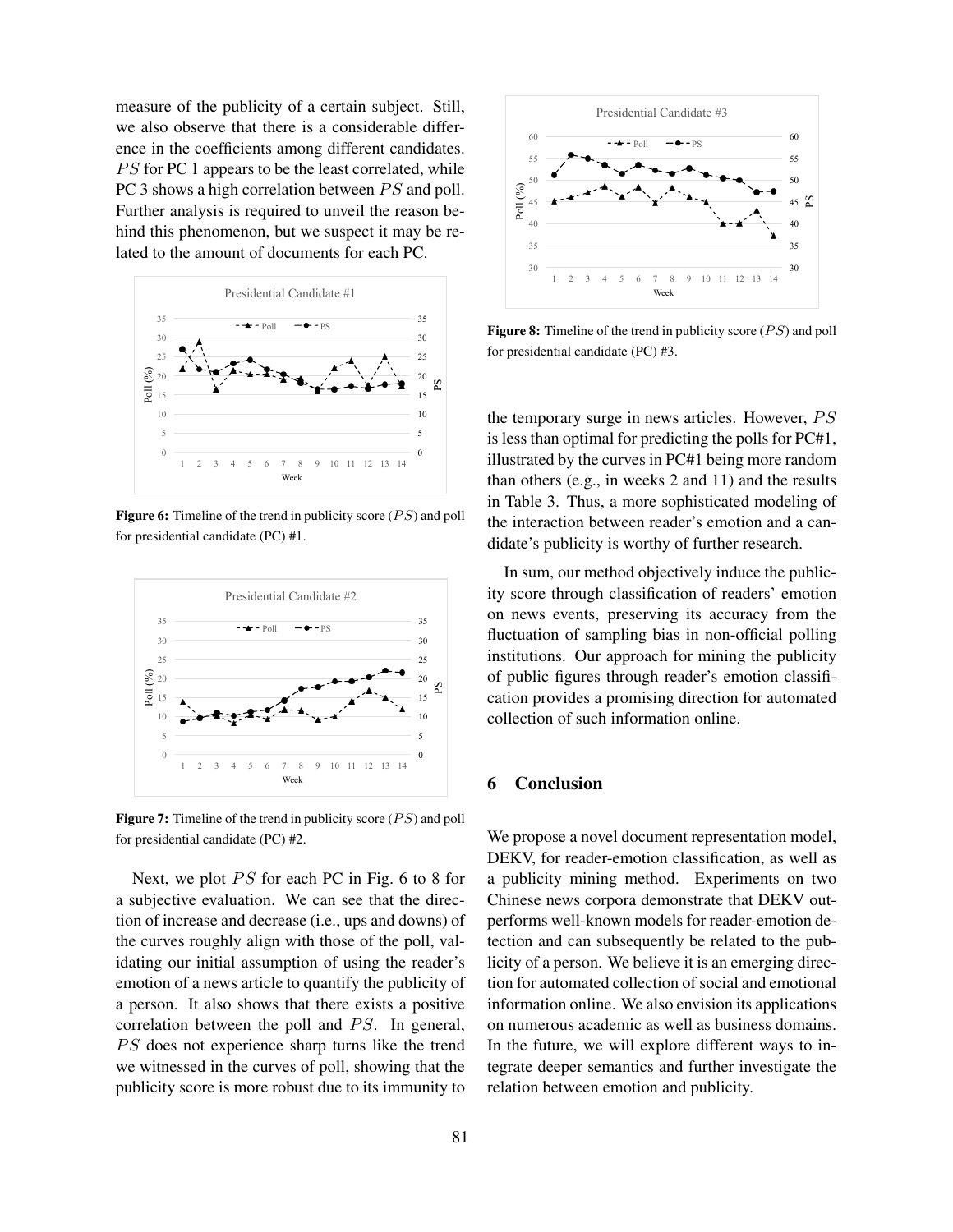measure of the publicity of a certain subject. Still, we also observe that there is a considerable difference in the coefficients among different candidates. $PS$ for PC 1 appears to be the least correlated, while PC 3 shows a high correlation between $PS$ and poll. Further analysis is required to unveil the reason behind this phenomenon, but we suspect it may be related to the amount of documents for each PC.

Presidential Candidate #1

Poll (%)

PS

Poll

PS

35 30 25 20 15 10 5 0

Week

1 2 3 4 5 6 7 8 9 10 11 12 13 14

**Figure 6:** Timeline of the trend in publicity score ($PS$) and poll for presidential candidate (PC) #1.

Presidential Candidate #2

Poll (%)

PS

Poll

PS

35 30 25 20 15 10 5 0

Week

1 2 3 4 5 6 7 8 9 10 11 12 13 14

**Figure 7:** Timeline of the trend in publicity score ($PS$) and poll for presidential candidate (PC) #2.

Next, we plot $PS$ for each PC in Fig. 6 to 8 for a subjective evaluation. We can see that the direction of increase and decrease (i.e., ups and downs) of the curves roughly align with those of the poll, validating our initial assumption of using the reader's emotion of a news article to quantify the publicity of a person. It also shows that there exists a positive correlation between the poll and $PS$. In general, $PS$ does not experience sharp turns like the trend we witnessed in the curves of poll, showing that the publicity score is more robust due to its immunity to

Presidential Candidate #3

Poll (%)

PS

Poll

PS

60 55 50 45 40 35 30

Week

1 2 3 4 5 6 7 8 9 10 11 12 13 14

**Figure 8:** Timeline of the trend in publicity score ($PS$) and poll for presidential candidate (PC) #3.

the temporary surge in news articles. However, $PS$ is less than optimal for predicting the polls for PC#1, illustrated by the curves in PC#1 being more random than others (e.g., in weeks 2 and 11) and the results in Table 3. Thus, a more sophisticated modeling of the interaction between reader's emotion and a candidate's publicity is worthy of further research.

In sum, our method objectively induce the publicity score through classification of readers' emotion on news events, preserving its accuracy from the fluctuation of sampling bias in non-official polling institutions. Our approach for mining the publicity of public figures through reader's emotion classification provides a promising direction for automated collection of such information online.

## 6 Conclusion

We propose a novel document representation model, DEKV, for reader-emotion classification, as well as a publicity mining method. Experiments on two Chinese news corpora demonstrate that DEKV outperforms well-known models for reader-emotion detection and can subsequently be related to the publicity of a person. We believe it is an emerging direction for automated collection of social and emotional information online. We also envision its applications on numerous academic as well as business domains. In the future, we will explore different ways to integrate deeper semantics and further investigate the relation between emotion and publicity.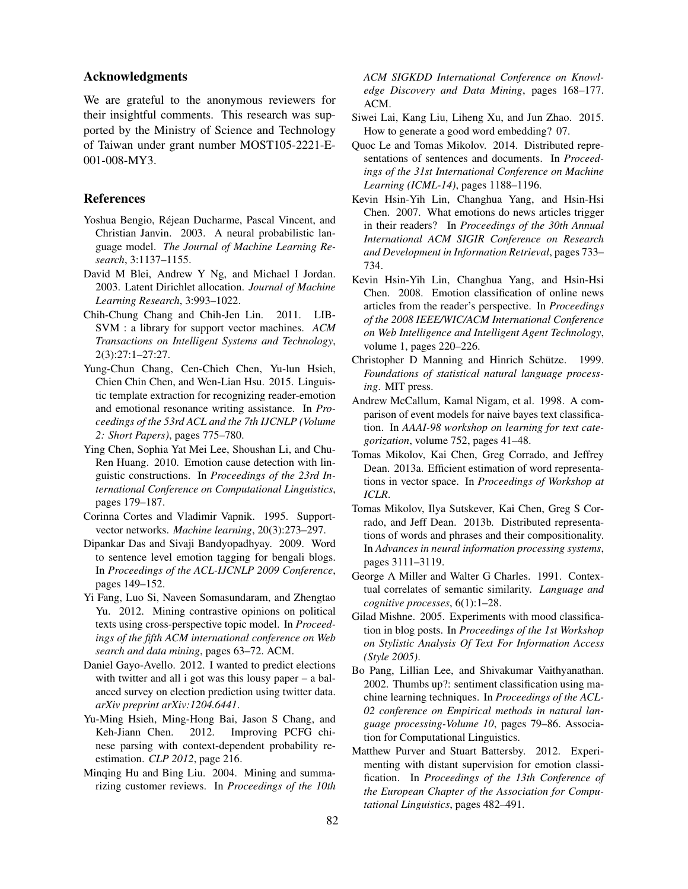## Acknowledgments

We are grateful to the anonymous reviewers for their insightful comments. This research was supported by the Ministry of Science and Technology of Taiwan under grant number MOST105-2221-E-001-008-MY3.

## References

Yoshua Bengio, Réjean Ducharme, Pascal Vincent, and Christian Janvin. 2003. A neural probabilistic language model. *The Journal of Machine Learning Research*, 3:1137–1155.

David M Blei, Andrew Y Ng, and Michael I Jordan. 2003. Latent Dirichlet allocation. *Journal of Machine Learning Research*, 3:993–1022.

Chih-Chung Chang and Chih-Jen Lin. 2011. LIBSVM : a library for support vector machines. *ACM Transactions on Intelligent Systems and Technology*, 2(3):27:1–27:27.

Yung-Chun Chang, Cen-Chieh Chen, Yu-lun Hsieh, Chien Chin Chen, and Wen-Lian Hsu. 2015. Linguistic template extraction for recognizing reader-emotion and emotional resonance writing assistance. In *Proceedings of the 53rd ACL and the 7th IJCNLP (Volume 2: Short Papers)*, pages 775–780.

Ying Chen, Sophia Yat Mei Lee, Shoushan Li, and Chu-Ren Huang. 2010. Emotion cause detection with linguistic constructions. In *Proceedings of the 23rd International Conference on Computational Linguistics*, pages 179–187.

Corinna Cortes and Vladimir Vapnik. 1995. Support-vector networks. *Machine learning*, 20(3):273–297.

Dipankar Das and Sivaji Bandyopadhyay. 2009. Word to sentence level emotion tagging for bengali blogs. In *Proceedings of the ACL-IJCNLP 2009 Conference*, pages 149–152.

Yi Fang, Luo Si, Naveen Somasundaram, and Zhengtao Yu. 2012. Mining contrastive opinions on political texts using cross-perspective topic model. In *Proceedings of the fifth ACM international conference on Web search and data mining*, pages 63–72. ACM.

Daniel Gayo-Avello. 2012. I wanted to predict elections with twitter and all i got was this lousy paper – a balanced survey on election prediction using twitter data. *arXiv preprint arXiv:1204.6441*.

Yu-Ming Hsieh, Ming-Hong Bai, Jason S Chang, and Keh-Jiann Chen. 2012. Improving PCFG chinese parsing with context-dependent probability re-estimation. *CLP 2012*, page 216.

Minqing Hu and Bing Liu. 2004. Mining and summarizing customer reviews. In *Proceedings of the 10th ACM SIGKDD International Conference on Knowledge Discovery and Data Mining*, pages 168–177. ACM.

Siwei Lai, Kang Liu, Liheng Xu, and Jun Zhao. 2015. How to generate a good word embedding? 07.

Quoc Le and Tomas Mikolov. 2014. Distributed representations of sentences and documents. In *Proceedings of the 31st International Conference on Machine Learning (ICML-14)*, pages 1188–1196.

Kevin Hsin-Yih Lin, Changhua Yang, and Hsin-Hsi Chen. 2007. What emotions do news articles trigger in their readers? In *Proceedings of the 30th Annual International ACM SIGIR Conference on Research and Development in Information Retrieval*, pages 733–734.

Kevin Hsin-Yih Lin, Changhua Yang, and Hsin-Hsi Chen. 2008. Emotion classification of online news articles from the reader's perspective. In *Proceedings of the 2008 IEEE/WIC/ACM International Conference on Web Intelligence and Intelligent Agent Technology*, volume 1, pages 220–226.

Christopher D Manning and Hinrich Schütze. 1999. *Foundations of statistical natural language processing*. MIT press.

Andrew McCallum, Kamal Nigam, et al. 1998. A comparison of event models for naive bayes text classification. In *AAAI-98 workshop on learning for text categorization*, volume 752, pages 41–48.

Tomas Mikolov, Kai Chen, Greg Corrado, and Jeffrey Dean. 2013a. Efficient estimation of word representations in vector space. In *Proceedings of Workshop at ICLR*.

Tomas Mikolov, Ilya Sutskever, Kai Chen, Greg S Corrado, and Jeff Dean. 2013b. Distributed representations of words and phrases and their compositionality. In *Advances in neural information processing systems*, pages 3111–3119.

George A Miller and Walter G Charles. 1991. Contextual correlates of semantic similarity. *Language and cognitive processes*, 6(1):1–28.

Gilad Mishne. 2005. Experiments with mood classification in blog posts. In *Proceedings of the 1st Workshop on Stylistic Analysis Of Text For Information Access (Style 2005)*.

Bo Pang, Lillian Lee, and Shivakumar Vaithyanathan. 2002. Thumbs up?: sentiment classification using machine learning techniques. In *Proceedings of the ACL-02 conference on Empirical methods in natural language processing-Volume 10*, pages 79–86. Association for Computational Linguistics.

Matthew Purver and Stuart Battersby. 2012. Experimenting with distant supervision for emotion classification. In *Proceedings of the 13th Conference of the European Chapter of the Association for Computational Linguistics*, pages 482–491.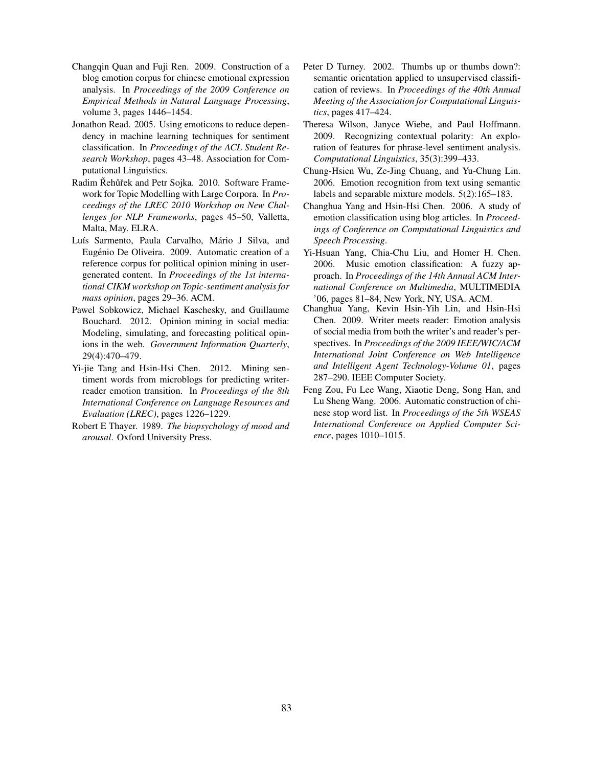Changqin Quan and Fuji Ren. 2009. Construction of a blog emotion corpus for chinese emotional expression analysis. In *Proceedings of the 2009 Conference on Empirical Methods in Natural Language Processing*, volume 3, pages 1446–1454.

Jonathon Read. 2005. Using emoticons to reduce dependency in machine learning techniques for sentiment classification. In *Proceedings of the ACL Student Research Workshop*, pages 43–48. Association for Computational Linguistics.

Radim Řehůřek and Petr Sojka. 2010. Software Framework for Topic Modelling with Large Corpora. In *Proceedings of the LREC 2010 Workshop on New Challenges for NLP Frameworks*, pages 45–50, Valletta, Malta, May. ELRA.

Luís Sarmento, Paula Carvalho, Mário J Silva, and Eugénio De Oliveira. 2009. Automatic creation of a reference corpus for political opinion mining in user-generated content. In *Proceedings of the 1st international CIKM workshop on Topic-sentiment analysis for mass opinion*, pages 29–36. ACM.

Pawel Sobkowicz, Michael Kaschesky, and Guillaume Bouchard. 2012. Opinion mining in social media: Modeling, simulating, and forecasting political opinions in the web. *Government Information Quarterly*, 29(4):470–479.

Yi-jie Tang and Hsin-Hsi Chen. 2012. Mining sentiment words from microblogs for predicting writer-reader emotion transition. In *Proceedings of the 8th International Conference on Language Resources and Evaluation (LREC)*, pages 1226–1229.

Robert E Thayer. 1989. *The biopsychology of mood and arousal*. Oxford University Press.

Peter D Turney. 2002. Thumbs up or thumbs down?: semantic orientation applied to unsupervised classification of reviews. In *Proceedings of the 40th Annual Meeting of the Association for Computational Linguistics*, pages 417–424.

Theresa Wilson, Janyce Wiebe, and Paul Hoffmann. 2009. Recognizing contextual polarity: An exploration of features for phrase-level sentiment analysis. *Computational Linguistics*, 35(3):399–433.

Chung-Hsien Wu, Ze-Jing Chuang, and Yu-Chung Lin. 2006. Emotion recognition from text using semantic labels and separable mixture models. 5(2):165–183.

Changhua Yang and Hsin-Hsi Chen. 2006. A study of emotion classification using blog articles. In *Proceedings of Conference on Computational Linguistics and Speech Processing*.

Yi-Hsuan Yang, Chia-Chu Liu, and Homer H. Chen. 2006. Music emotion classification: A fuzzy approach. In *Proceedings of the 14th Annual ACM International Conference on Multimedia*, MULTIMEDIA '06, pages 81–84, New York, NY, USA. ACM.

Changhua Yang, Kevin Hsin-Yih Lin, and Hsin-Hsi Chen. 2009. Writer meets reader: Emotion analysis of social media from both the writer's and reader's perspectives. In *Proceedings of the 2009 IEEE/WIC/ACM International Joint Conference on Web Intelligence and Intelligent Agent Technology-Volume 01*, pages 287–290. IEEE Computer Society.

Feng Zou, Fu Lee Wang, Xiaotie Deng, Song Han, and Lu Sheng Wang. 2006. Automatic construction of chinese stop word list. In *Proceedings of the 5th WSEAS International Conference on Applied Computer Science*, pages 1010–1015.